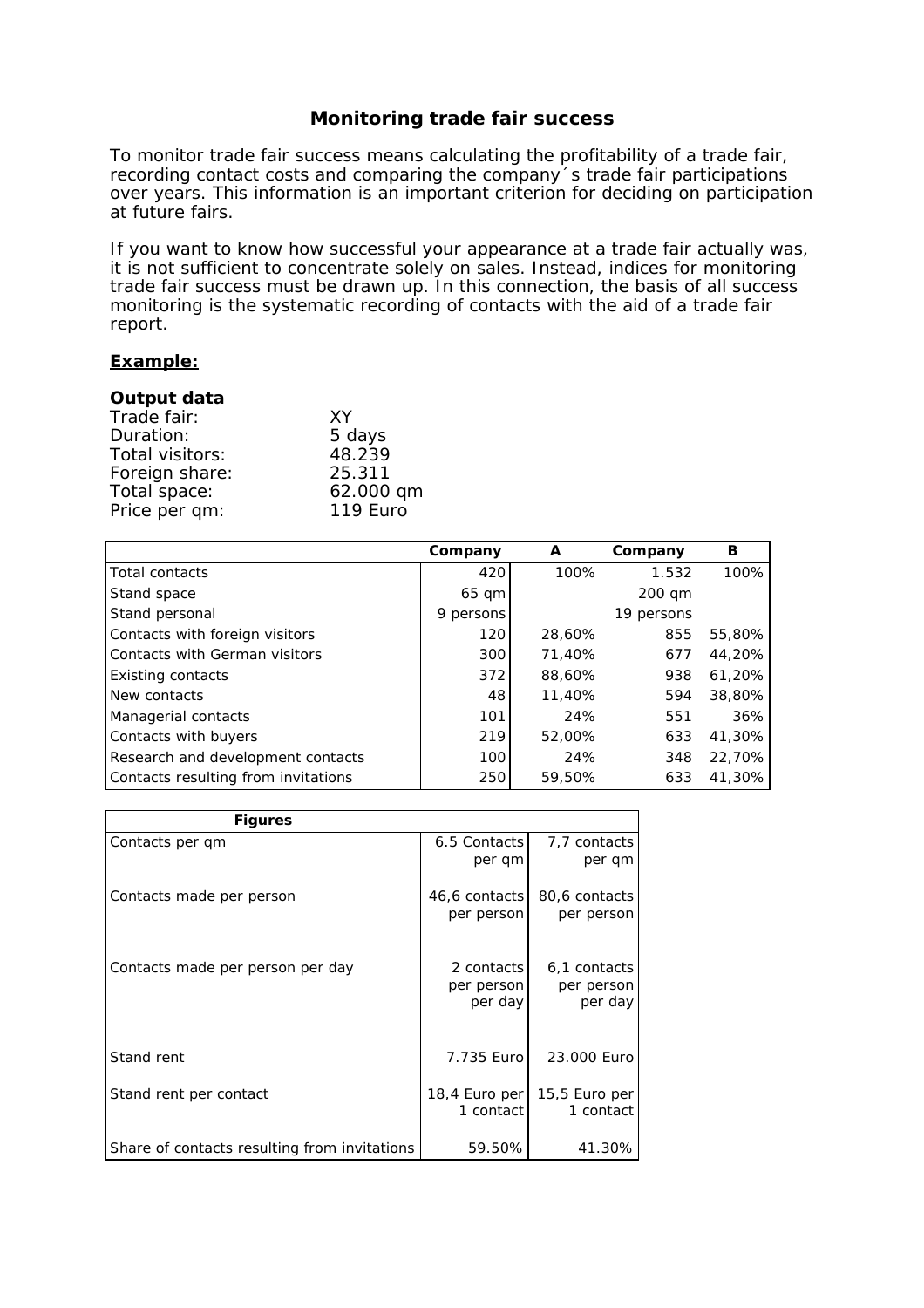# Monitoring trade fair success

To monitor trade fair success means calculating the profitability of a trade fair, recording contact costs and comparing the company´s trade fair participations over years. This information is an important criterion for deciding on participation at future fairs.

If you want to know how successful your appearance at a trade fair actually was, it is not sufficient to concentrate solely on sales. Instead, indices for monitoring trade fair success must be drawn up. In this connection, the basis of all success monitoring is the systematic recording of contacts with the aid of a trade fair report.

**Example:**

**Output data**

Trade fair: XY
Duration: 5 days
Total visitors: 48.239
Foreign share: 25.311
Total space: 62.000 qm
Price per qm: 119 Euro

| | Company | A | Company | B |
|---|---|---|---|---|
| Total contacts | 420 | 100% | 1.532 | 100% |
| Stand space | 65 qm | | 200 qm | |
| Stand personal | 9 persons | | 19 persons | |
| Contacts with foreign visitors | 120 | 28,60% | 855 | 55,80% |
| Contacts with German visitors | 300 | 71,40% | 677 | 44,20% |
| Existing contacts | 372 | 88,60% | 938 | 61,20% |
| New contacts | 48 | 11,40% | 594 | 38,80% |
| Managerial contacts | 101 | 24% | 551 | 36% |
| Contacts with buyers | 219 | 52,00% | 633 | 41,30% |
| Research and development contacts | 100 | 24% | 348 | 22,70% |
| Contacts resulting from invitations | 250 | 59,50% | 633 | 41,30% |

| Figures | | |
|---|---|---|
| Contacts per qm | 6.5 Contacts per qm | 7,7 contacts per qm |
| Contacts made per person | 46,6 contacts per person | 80,6 contacts per person |
| Contacts made per person per day | 2 contacts per person per day | 6,1 contacts per person per day |
| Stand rent | 7.735 Euro | 23.000 Euro |
| Stand rent per contact | 18,4 Euro per 1 contact | 15,5 Euro per 1 contact |
| Share of contacts resulting from invitations | 59.50% | 41.30% |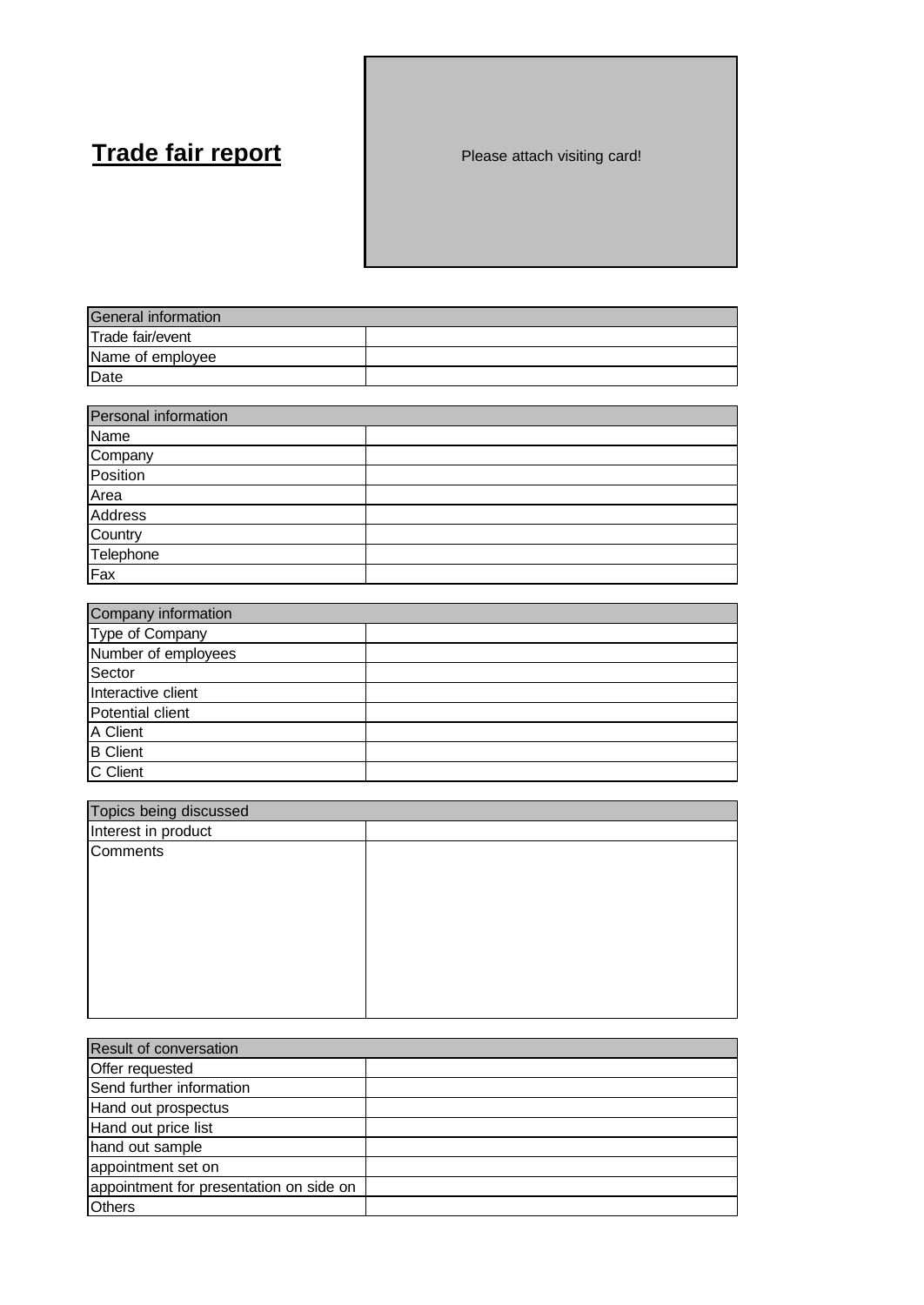# Trade fair report

Please attach visiting card!

| General information | |
|---|---|
| Trade fair/event | |
| Name of employee | |
| Date | |

| Personal information | |
|---|---|
| Name | |
| Company | |
| Position | |
| Area | |
| Address | |
| Country | |
| Telephone | |
| Fax | |

| Company information | |
|---|---|
| Type of Company | |
| Number of employees | |
| Sector | |
| Interactive client | |
| Potential client | |
| A Client | |
| B Client | |
| C Client | |

| Topics being discussed | |
|---|---|
| Interest in product | |
| Comments | |

| Result of conversation | |
|---|---|
| Offer requested | |
| Send further information | |
| Hand out prospectus | |
| Hand out price list | |
| hand out sample | |
| appointment set on | |
| appointment for presentation on side on | |
| Others | |